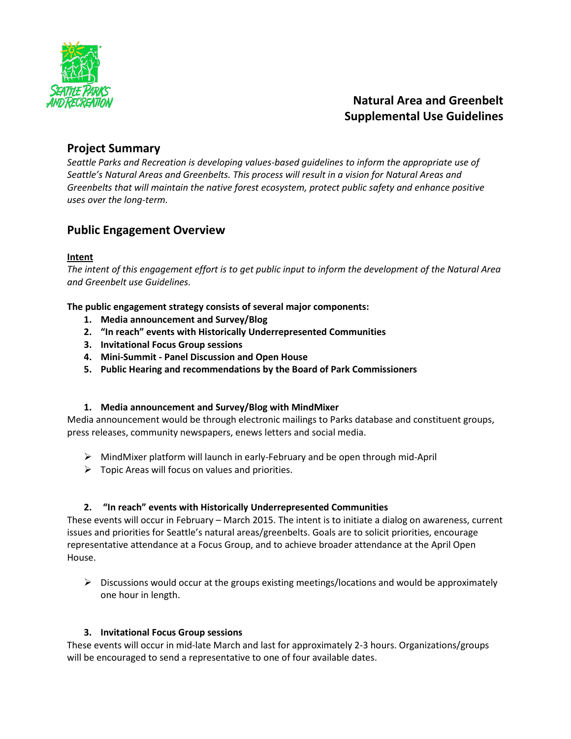# Natural Area and Greenbelt Supplemental Use Guidelines

## Project Summary

*Seattle Parks and Recreation is developing values-based guidelines to inform the appropriate use of Seattle's Natural Areas and Greenbelts. This process will result in a vision for Natural Areas and Greenbelts that will maintain the native forest ecosystem, protect public safety and enhance positive uses over the long-term.*

## Public Engagement Overview

**Intent**

*The intent of this engagement effort is to get public input to inform the development of the Natural Area and Greenbelt use Guidelines.*

**The public engagement strategy consists of several major components:**

1. **Media announcement and Survey/Blog**
2. **"In reach" events with Historically Underrepresented Communities**
3. **Invitational Focus Group sessions**
4. **Mini-Summit - Panel Discussion and Open House**
5. **Public Hearing and recommendations by the Board of Park Commissioners**

### 1. Media announcement and Survey/Blog with MindMixer

Media announcement would be through electronic mailings to Parks database and constituent groups, press releases, community newspapers, enews letters and social media.

- MindMixer platform will launch in early-February and be open through mid-April
- Topic Areas will focus on values and priorities.

### 2. "In reach" events with Historically Underrepresented Communities

These events will occur in February – March 2015. The intent is to initiate a dialog on awareness, current issues and priorities for Seattle's natural areas/greenbelts. Goals are to solicit priorities, encourage representative attendance at a Focus Group, and to achieve broader attendance at the April Open House.

- Discussions would occur at the groups existing meetings/locations and would be approximately one hour in length.

### 3. Invitational Focus Group sessions

These events will occur in mid-late March and last for approximately 2-3 hours. Organizations/groups will be encouraged to send a representative to one of four available dates.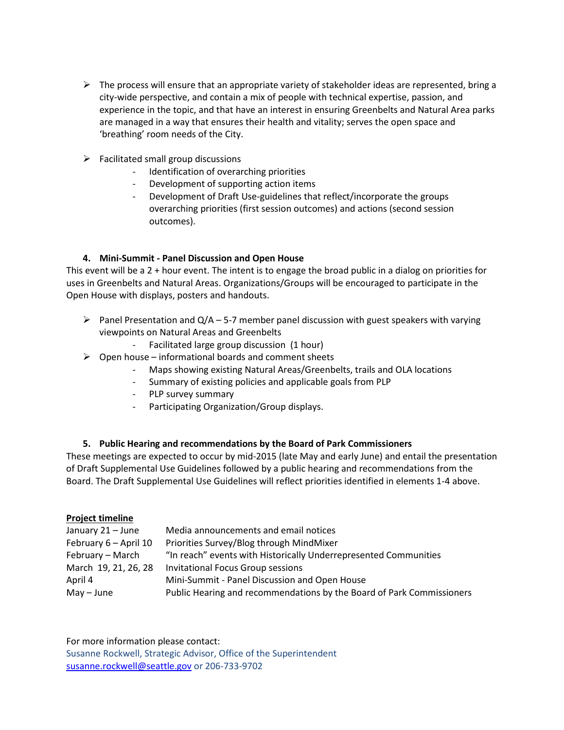- The process will ensure that an appropriate variety of stakeholder ideas are represented, bring a city-wide perspective, and contain a mix of people with technical expertise, passion, and experience in the topic, and that have an interest in ensuring Greenbelts and Natural Area parks are managed in a way that ensures their health and vitality; serves the open space and 'breathing' room needs of the City.

- Facilitated small group discussions
  - Identification of overarching priorities
  - Development of supporting action items
  - Development of Draft Use-guidelines that reflect/incorporate the groups overarching priorities (first session outcomes) and actions (second session outcomes).

### 4. Mini-Summit - Panel Discussion and Open House

This event will be a 2 + hour event. The intent is to engage the broad public in a dialog on priorities for uses in Greenbelts and Natural Areas. Organizations/Groups will be encouraged to participate in the Open House with displays, posters and handouts.

- Panel Presentation and Q/A – 5-7 member panel discussion with guest speakers with varying viewpoints on Natural Areas and Greenbelts
  - Facilitated large group discussion (1 hour)
- Open house – informational boards and comment sheets
  - Maps showing existing Natural Areas/Greenbelts, trails and OLA locations
  - Summary of existing policies and applicable goals from PLP
  - PLP survey summary
  - Participating Organization/Group displays.

### 5. Public Hearing and recommendations by the Board of Park Commissioners

These meetings are expected to occur by mid-2015 (late May and early June) and entail the presentation of Draft Supplemental Use Guidelines followed by a public hearing and recommendations from the Board. The Draft Supplemental Use Guidelines will reflect priorities identified in elements 1-4 above.

**Project timeline**

| | |
|---|---|
| January 21 – June | Media announcements and email notices |
| February 6 – April 10 | Priorities Survey/Blog through MindMixer |
| February – March | "In reach" events with Historically Underrepresented Communities |
| March 19, 21, 26, 28 | Invitational Focus Group sessions |
| April 4 | Mini-Summit - Panel Discussion and Open House |
| May – June | Public Hearing and recommendations by the Board of Park Commissioners |

For more information please contact:
Susanne Rockwell, Strategic Advisor, Office of the Superintendent
susanne.rockwell@seattle.gov or 206-733-9702